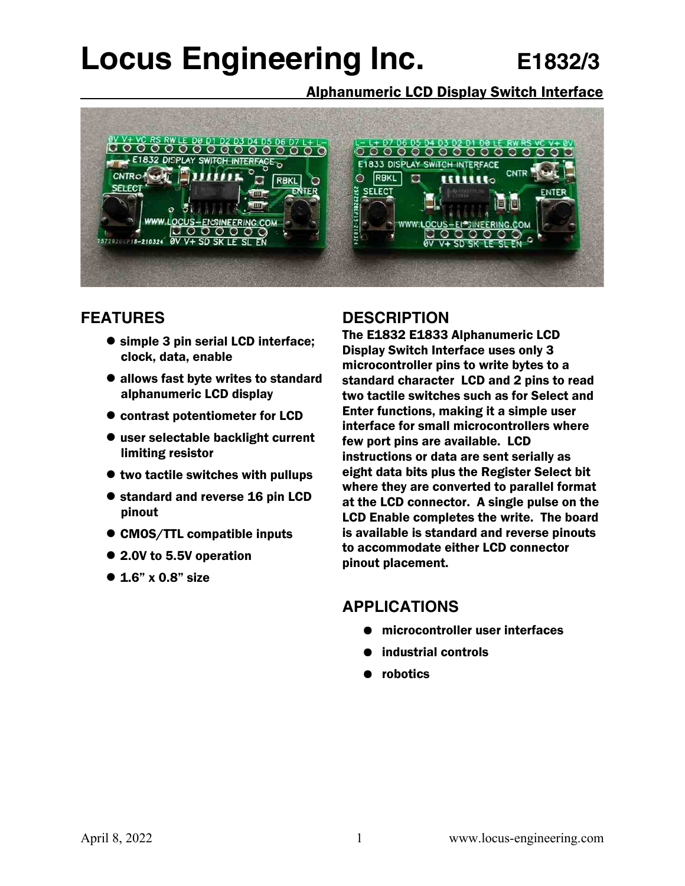# Locus Engineering Inc. E1832/3

## Alphanumeric LCD Display Switch Interface

## FEATURES

- simple 3 pin serial LCD interface; clock, data, enable
- allows fast byte writes to standard alphanumeric LCD display
- contrast potentiometer for LCD
- user selectable backlight current limiting resistor
- two tactile switches with pullups
- standard and reverse 16 pin LCD pinout
- CMOS/TTL compatible inputs
- 2.0V to 5.5V operation
- 1.6” x 0.8” size

## DESCRIPTION

The E1832 E1833 Alphanumeric LCD Display Switch Interface uses only 3 microcontroller pins to write bytes to a standard character LCD and 2 pins to read two tactile switches such as for Select and Enter functions, making it a simple user interface for small microcontrollers where few port pins are available. LCD instructions or data are sent serially as eight data bits plus the Register Select bit where they are converted to parallel format at the LCD connector. A single pulse on the LCD Enable completes the write. The board is available is standard and reverse pinouts to accommodate either LCD connector pinout placement.

## APPLICATIONS

- microcontroller user interfaces
- industrial controls
- robotics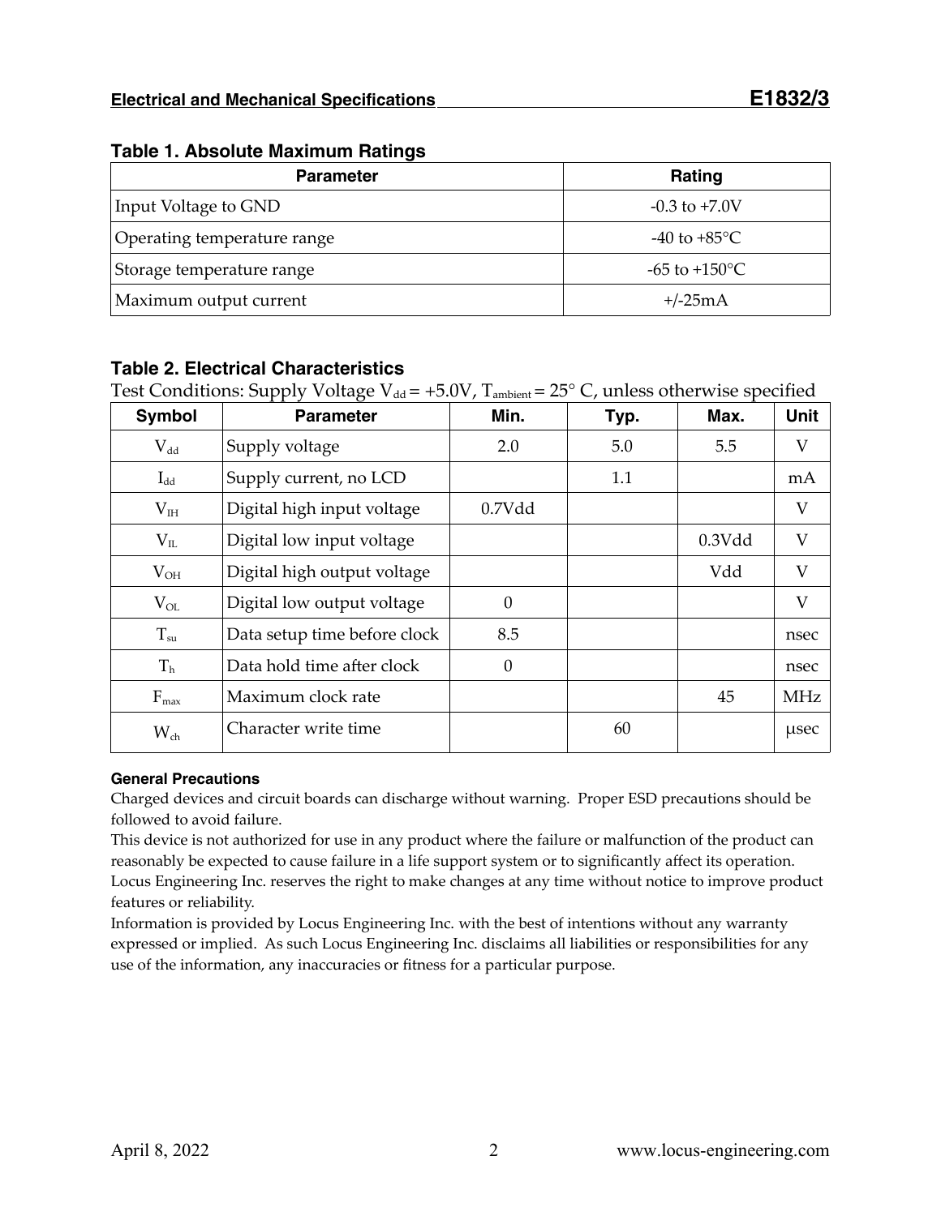## Table 1. Absolute Maximum Ratings

| Parameter | Rating |
|---|---|
| Input Voltage to GND | -0.3 to +7.0V |
| Operating temperature range | -40 to +85°C |
| Storage temperature range | -65 to +150°C |
| Maximum output current | +/-25mA |

## Table 2. Electrical Characteristics

Test Conditions: Supply Voltage $V_{dd}$ = +5.0V, $T_{ambient}$ = 25° C, unless otherwise specified

| Symbol | Parameter | Min. | Typ. | Max. | Unit |
|---|---|---|---|---|---|
| $V_{dd}$ | Supply voltage | 2.0 | 5.0 | 5.5 | V |
| $I_{dd}$ | Supply current, no LCD | | 1.1 | | mA |
| $V_{IH}$ | Digital high input voltage | 0.7Vdd | | | V |
| $V_{IL}$ | Digital low input voltage | | | 0.3Vdd | V |
| $V_{OH}$ | Digital high output voltage | | | Vdd | V |
| $V_{OL}$ | Digital low output voltage | 0 | | | V |
| $T_{su}$ | Data setup time before clock | 8.5 | | | nsec |
| $T_{h}$ | Data hold time after clock | 0 | | | nsec |
| $F_{max}$ | Maximum clock rate | | | 45 | MHz |
| $W_{ch}$ | Character write time | | 60 | | μsec |

#### General Precautions

Charged devices and circuit boards can discharge without warning. Proper ESD precautions should be followed to avoid failure.

This device is not authorized for use in any product where the failure or malfunction of the product can reasonably be expected to cause failure in a life support system or to significantly affect its operation.

Locus Engineering Inc. reserves the right to make changes at any time without notice to improve product features or reliability.

Information is provided by Locus Engineering Inc. with the best of intentions without any warranty expressed or implied. As such Locus Engineering Inc. disclaims all liabilities or responsibilities for any use of the information, any inaccuracies or fitness for a particular purpose.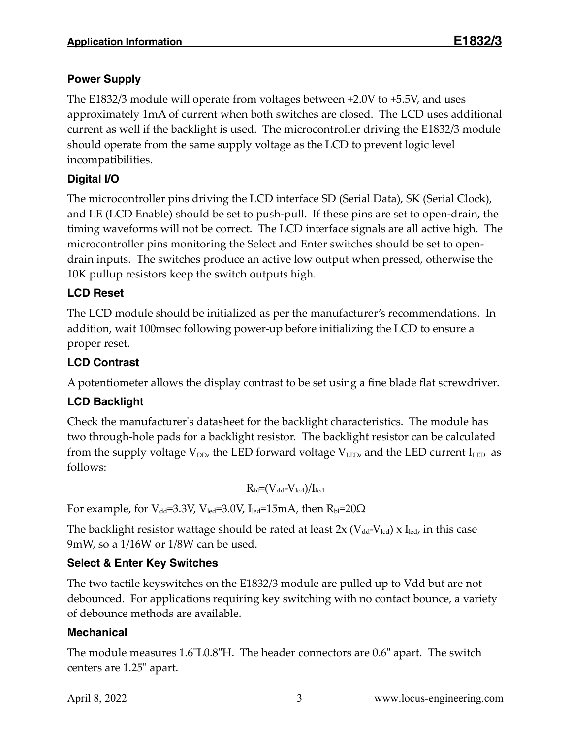## Power Supply

The E1832/3 module will operate from voltages between +2.0V to +5.5V, and uses approximately 1mA of current when both switches are closed. The LCD uses additional current as well if the backlight is used. The microcontroller driving the E1832/3 module should operate from the same supply voltage as the LCD to prevent logic level incompatibilities.

## Digital I/O

The microcontroller pins driving the LCD interface SD (Serial Data), SK (Serial Clock), and LE (LCD Enable) should be set to push-pull. If these pins are set to open-drain, the timing waveforms will not be correct. The LCD interface signals are all active high. The microcontroller pins monitoring the Select and Enter switches should be set to open-drain inputs. The switches produce an active low output when pressed, otherwise the 10K pullup resistors keep the switch outputs high.

## LCD Reset

The LCD module should be initialized as per the manufacturer's recommendations. In addition, wait 100msec following power-up before initializing the LCD to ensure a proper reset.

## LCD Contrast

A potentiometer allows the display contrast to be set using a fine blade flat screwdriver.

## LCD Backlight

Check the manufacturer's datasheet for the backlight characteristics. The module has two through-hole pads for a backlight resistor. The backlight resistor can be calculated from the supply voltage $V_{DD}$, the LED forward voltage $V_{LED}$, and the LED current $I_{LED}$ as follows:

$$R_{bl}=(V_{dd}-V_{led})/I_{led}$$

For example, for $V_{dd}$=3.3V, $V_{led}$=3.0V, $I_{led}$=15mA, then $R_{bl}$=20Ω

The backlight resistor wattage should be rated at least 2x $(V_{dd}-V_{led})$ x $I_{led}$, in this case 9mW, so a 1/16W or 1/8W can be used.

## Select & Enter Key Switches

The two tactile keyswitches on the E1832/3 module are pulled up to Vdd but are not debounced. For applications requiring key switching with no contact bounce, a variety of debounce methods are available.

## Mechanical

The module measures 1.6"L0.8"H. The header connectors are 0.6" apart. The switch centers are 1.25" apart.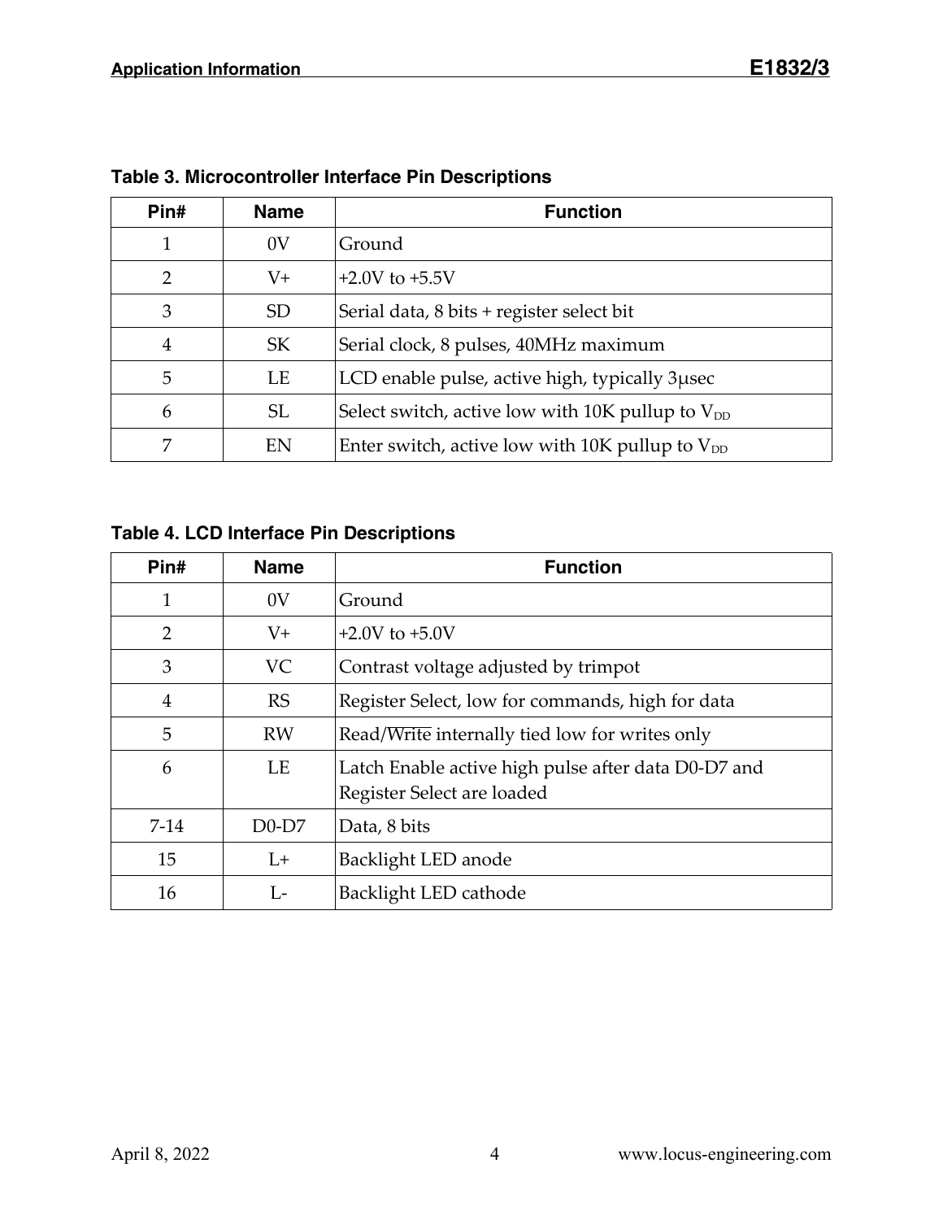**Table 3. Microcontroller Interface Pin Descriptions**

| Pin# | Name | Function |
|---|---|---|
| 1 | 0V | Ground |
| 2 | V+ | +2.0V to +5.5V |
| 3 | SD | Serial data, 8 bits + register select bit |
| 4 | SK | Serial clock, 8 pulses, 40MHz maximum |
| 5 | LE | LCD enable pulse, active high, typically 3μsec |
| 6 | SL | Select switch, active low with 10K pullup to $V_{DD}$ |
| 7 | EN | Enter switch, active low with 10K pullup to $V_{DD}$ |

**Table 4. LCD Interface Pin Descriptions**

| Pin# | Name | Function |
|---|---|---|
| 1 | 0V | Ground |
| 2 | V+ | +2.0V to +5.0V |
| 3 | VC | Contrast voltage adjusted by trimpot |
| 4 | RS | Register Select, low for commands, high for data |
| 5 | RW | Read/$\overline{\text{Write}}$ internally tied low for writes only |
| 6 | LE | Latch Enable active high pulse after data D0-D7 and Register Select are loaded |
| 7-14 | D0-D7 | Data, 8 bits |
| 15 | L+ | Backlight LED anode |
| 16 | L- | Backlight LED cathode |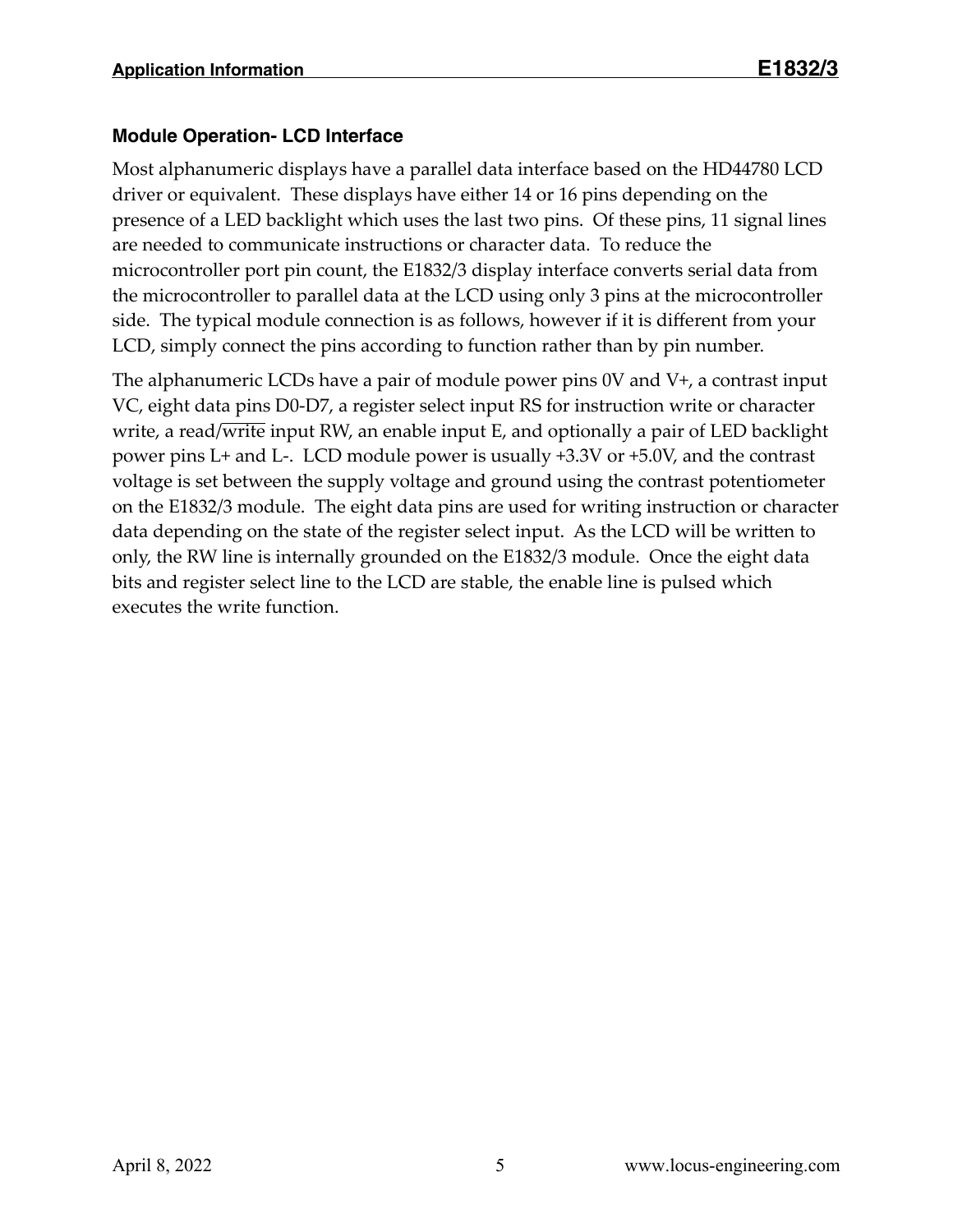## Module Operation- LCD Interface

Most alphanumeric displays have a parallel data interface based on the HD44780 LCD driver or equivalent. These displays have either 14 or 16 pins depending on the presence of a LED backlight which uses the last two pins. Of these pins, 11 signal lines are needed to communicate instructions or character data. To reduce the microcontroller port pin count, the E1832/3 display interface converts serial data from the microcontroller to parallel data at the LCD using only 3 pins at the microcontroller side. The typical module connection is as follows, however if it is different from your LCD, simply connect the pins according to function rather than by pin number.

The alphanumeric LCDs have a pair of module power pins 0V and V+, a contrast input VC, eight data pins D0-D7, a register select input RS for instruction write or character write, a read/$\overline{\text{write}}$ input RW, an enable input E, and optionally a pair of LED backlight power pins L+ and L-. LCD module power is usually +3.3V or +5.0V, and the contrast voltage is set between the supply voltage and ground using the contrast potentiometer on the E1832/3 module. The eight data pins are used for writing instruction or character data depending on the state of the register select input. As the LCD will be written to only, the RW line is internally grounded on the E1832/3 module. Once the eight data bits and register select line to the LCD are stable, the enable line is pulsed which executes the write function.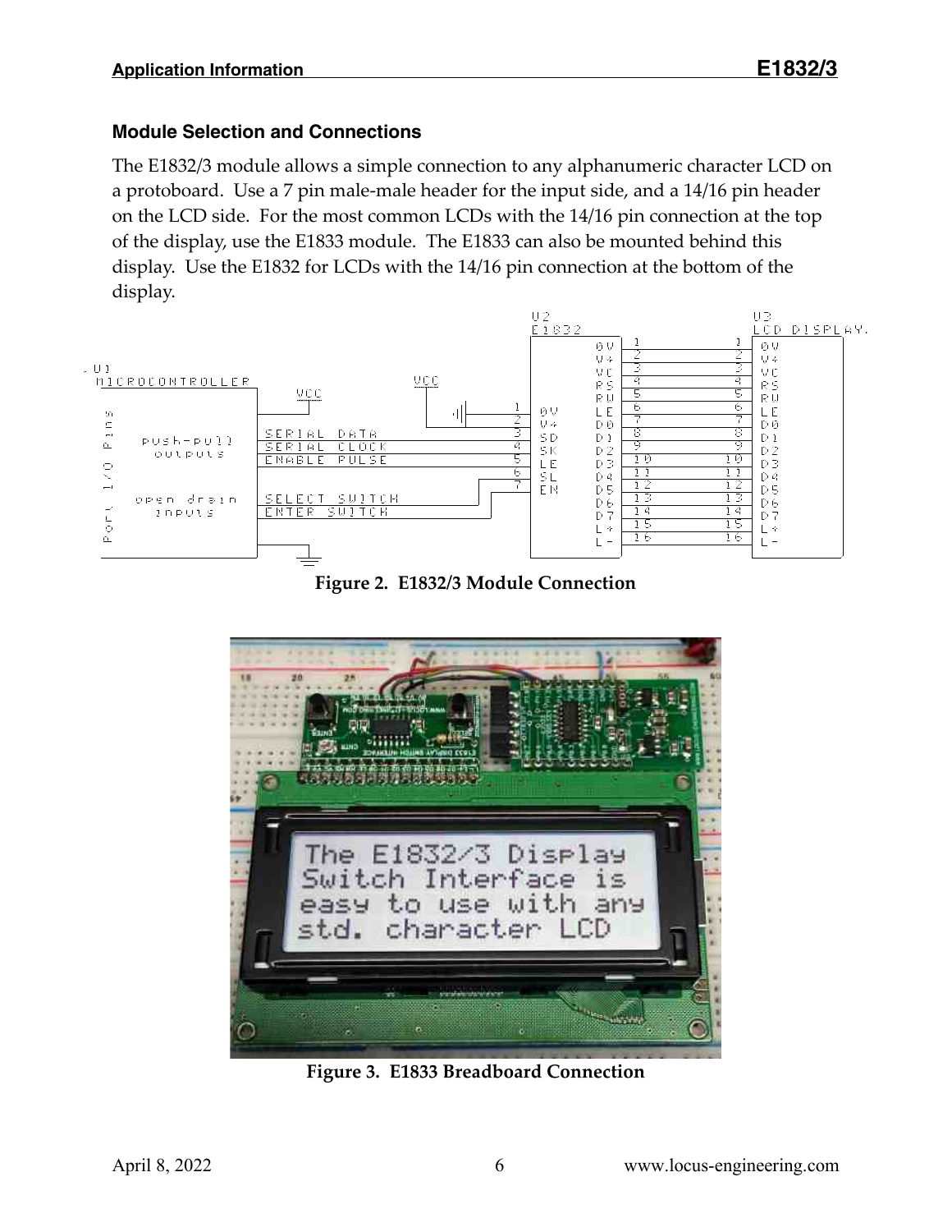## Module Selection and Connections

The E1832/3 module allows a simple connection to any alphanumeric character LCD on a protoboard. Use a 7 pin male-male header for the input side, and a 14/16 pin header on the LCD side. For the most common LCDs with the 14/16 pin connection at the top of the display, use the E1833 module. The E1833 can also be mounted behind this display. Use the E1832 for LCDs with the 14/16 pin connection at the bottom of the display.

**Figure 2. E1832/3 Module Connection**

**Figure 3. E1833 Breadboard Connection**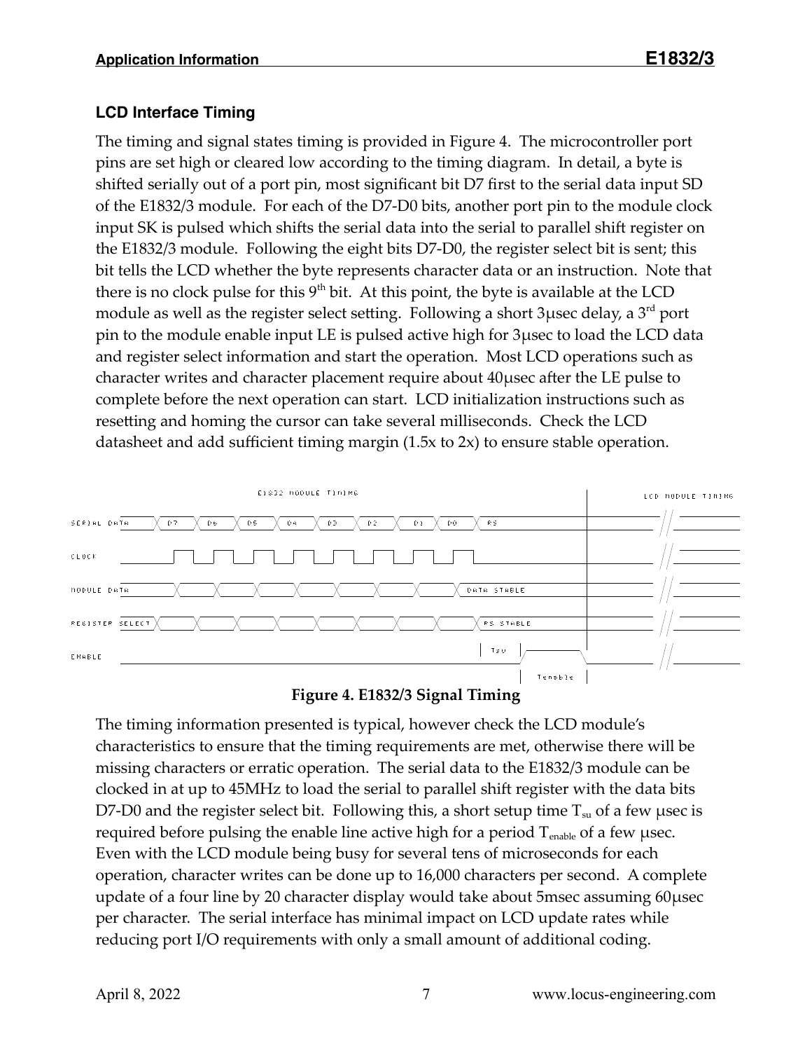### LCD Interface Timing

The timing and signal states timing is provided in Figure 4. The microcontroller port pins are set high or cleared low according to the timing diagram. In detail, a byte is shifted serially out of a port pin, most significant bit D7 first to the serial data input SD of the E1832/3 module. For each of the D7-D0 bits, another port pin to the module clock input SK is pulsed which shifts the serial data into the serial to parallel shift register on the E1832/3 module. Following the eight bits D7-D0, the register select bit is sent; this bit tells the LCD whether the byte represents character data or an instruction. Note that there is no clock pulse for this 9th bit. At this point, the byte is available at the LCD module as well as the register select setting. Following a short 3μsec delay, a 3rd port pin to the module enable input LE is pulsed active high for 3μsec to load the LCD data and register select information and start the operation. Most LCD operations such as character writes and character placement require about 40μsec after the LE pulse to complete before the next operation can start. LCD initialization instructions such as resetting and homing the cursor can take several milliseconds. Check the LCD datasheet and add sufficient timing margin (1.5x to 2x) to ensure stable operation.

E1832 MODULE TIMING | LCD MODULE TIMING

SERIAL DATA: D7 D6 D5 D4 D3 D2 D1 D0 RS

CLOCK

MODULE DATA: DATA STABLE

REGISTER SELECT: RS STABLE

ENABLE: Tsu, Tenable

**Figure 4. E1832/3 Signal Timing**

The timing information presented is typical, however check the LCD module's characteristics to ensure that the timing requirements are met, otherwise there will be missing characters or erratic operation. The serial data to the E1832/3 module can be clocked in at up to 45MHz to load the serial to parallel shift register with the data bits D7-D0 and the register select bit. Following this, a short setup time $T_{su}$ of a few μsec is required before pulsing the enable line active high for a period $T_{enable}$ of a few μsec. Even with the LCD module being busy for several tens of microseconds for each operation, character writes can be done up to 16,000 characters per second. A complete update of a four line by 20 character display would take about 5msec assuming 60μsec per character. The serial interface has minimal impact on LCD update rates while reducing port I/O requirements with only a small amount of additional coding.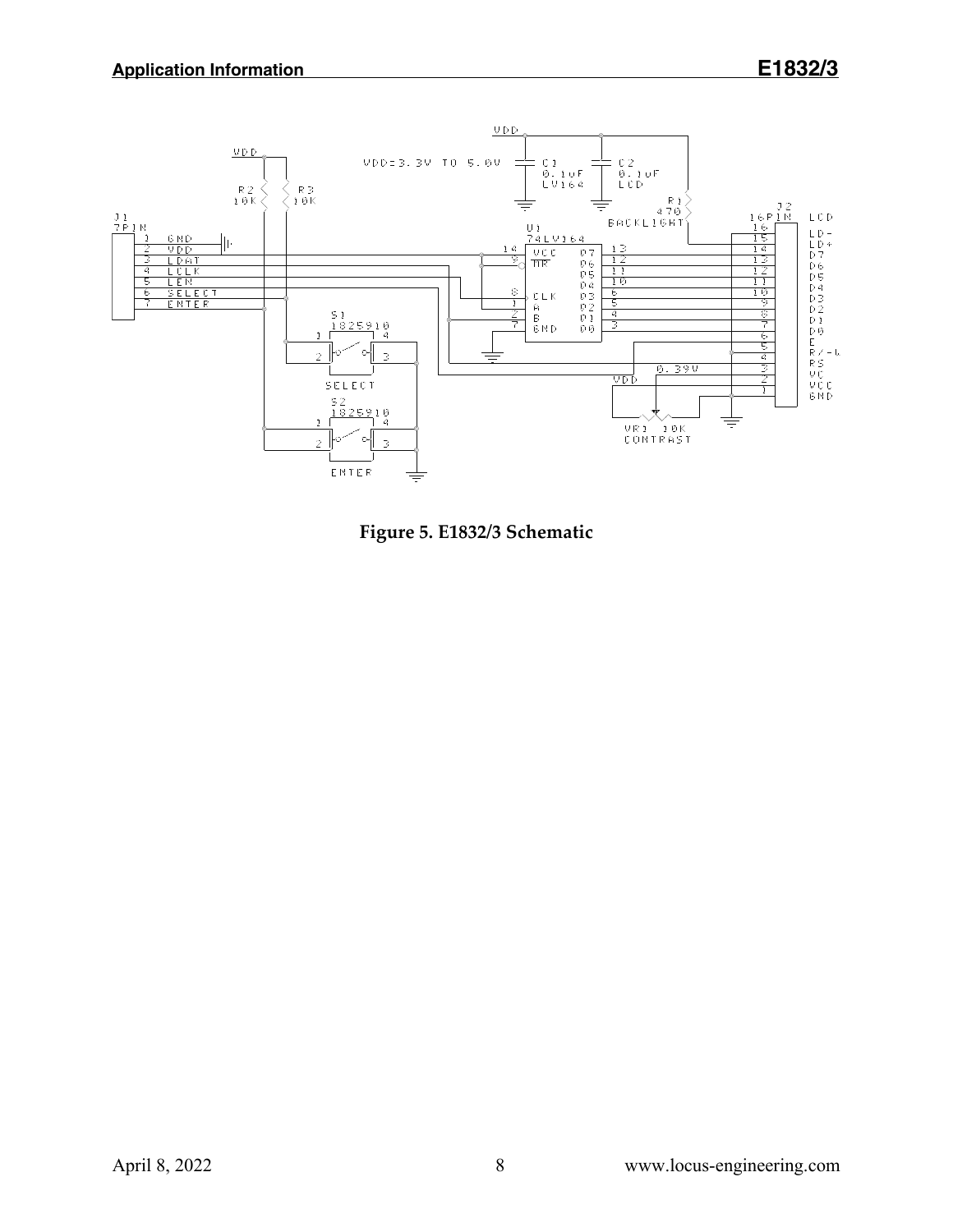VDD

VDD=3.3V TO 5.0V

C1
0.1uF
LV164

C2
0.1uF
LCD

VDD

R2
10K

R3
10K

R1
470
BACKLIGHT

J1
7PIN

1 GND
2 VDD
3 LDAT
4 LCLK
5 LEN
6 SELECT
7 ENTER

U1
74LV164

14 VCC
9 MR
8 CLK
1 A
2 B
7 GND

D7 13
D6 12
D5 11
D4 10
D3 6
D2 5
D1 4
D0 3

J2
16PIN

LCD

16 LD-
15 LD+
14 D7
13 D6
12 D5
11 D4
10 D3
9 D2
8 D1
7 D0
6 E
5 R/-W
4 RS
3 VC
2 VCC
1 GND

S1
1825910

SELECT

S2
1825910

ENTER

0.39V

VDD

VR1 10K
CONTRAST

**Figure 5. E1832/3 Schematic**